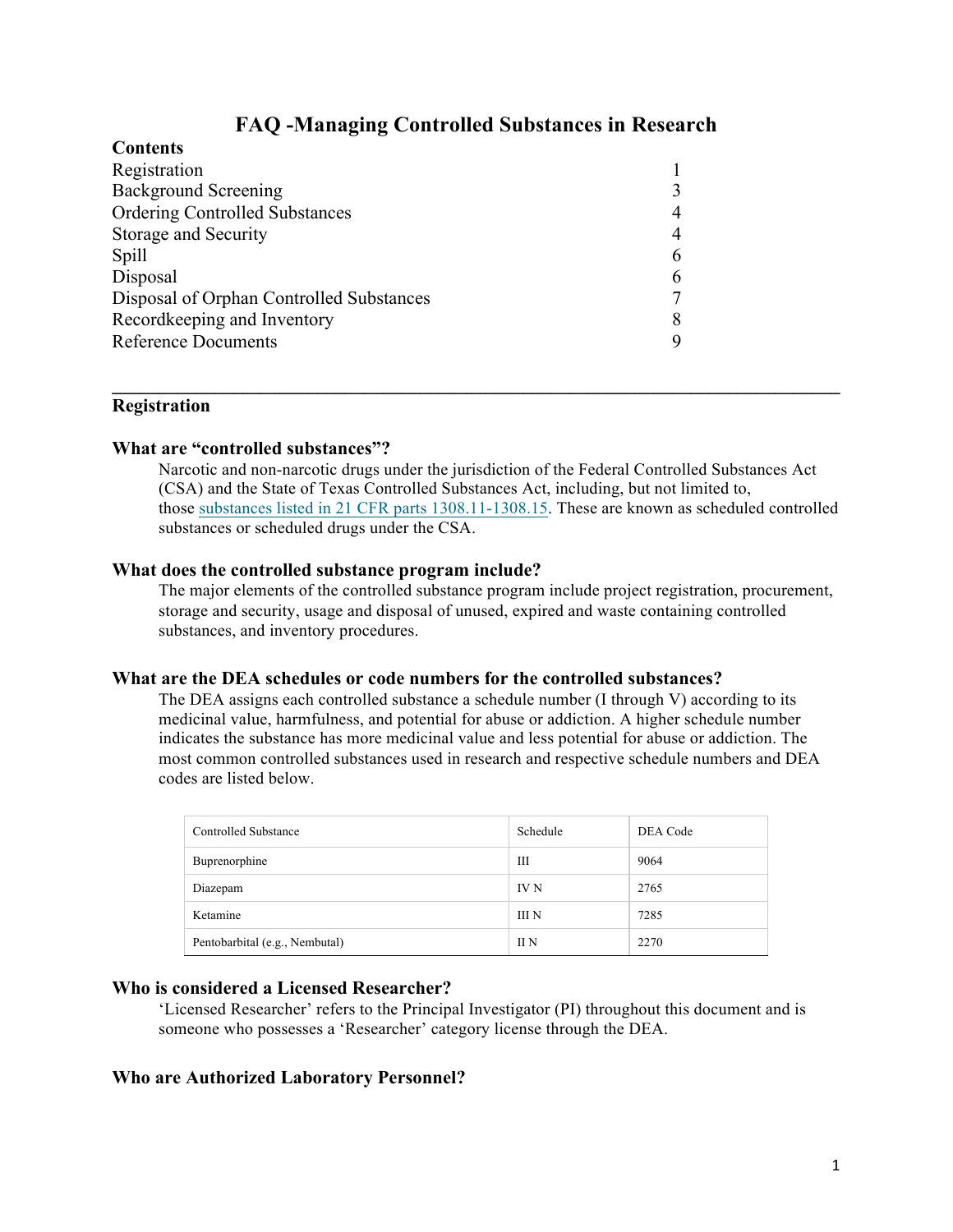# FAQ -Managing Controlled Substances in Research

**Contents**

| | |
|---|---|
| Registration | 1 |
| Background Screening | 3 |
| Ordering Controlled Substances | 4 |
| Storage and Security | 4 |
| Spill | 6 |
| Disposal | 6 |
| Disposal of Orphan Controlled Substances | 7 |
| Recordkeeping and Inventory | 8 |
| Reference Documents | 9 |

---

## Registration

### What are "controlled substances"?

Narcotic and non-narcotic drugs under the jurisdiction of the Federal Controlled Substances Act (CSA) and the State of Texas Controlled Substances Act, including, but not limited to, those substances listed in 21 CFR parts 1308.11-1308.15. These are known as scheduled controlled substances or scheduled drugs under the CSA.

### What does the controlled substance program include?

The major elements of the controlled substance program include project registration, procurement, storage and security, usage and disposal of unused, expired and waste containing controlled substances, and inventory procedures.

### What are the DEA schedules or code numbers for the controlled substances?

The DEA assigns each controlled substance a schedule number (I through V) according to its medicinal value, harmfulness, and potential for abuse or addiction. A higher schedule number indicates the substance has more medicinal value and less potential for abuse or addiction. The most common controlled substances used in research and respective schedule numbers and DEA codes are listed below.

| Controlled Substance | Schedule | DEA Code |
|---|---|---|
| Buprenorphine | III | 9064 |
| Diazepam | IV N | 2765 |
| Ketamine | III N | 7285 |
| Pentobarbital (e.g., Nembutal) | II N | 2270 |

### Who is considered a Licensed Researcher?

'Licensed Researcher' refers to the Principal Investigator (PI) throughout this document and is someone who possesses a 'Researcher' category license through the DEA.

### Who are Authorized Laboratory Personnel?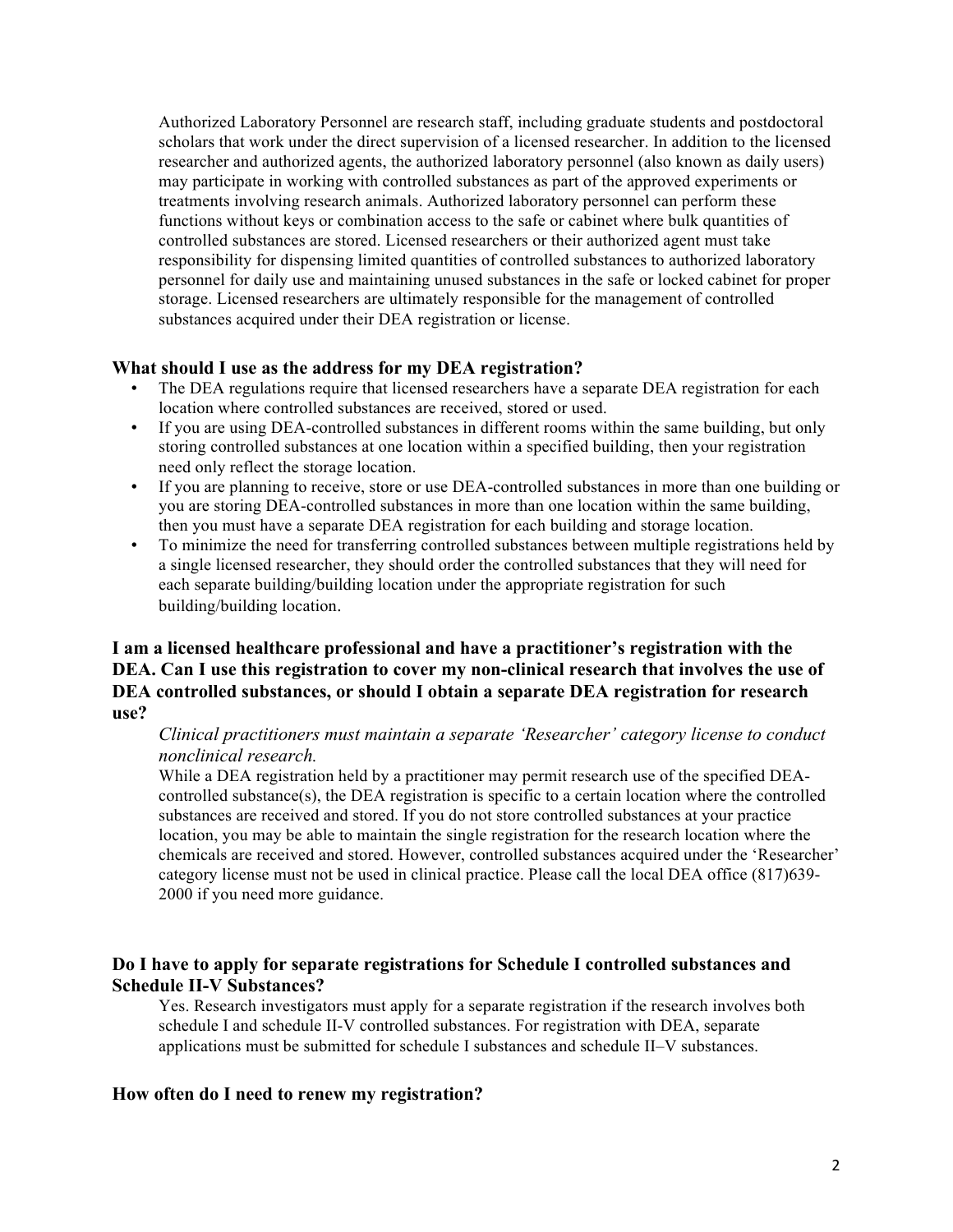Authorized Laboratory Personnel are research staff, including graduate students and postdoctoral scholars that work under the direct supervision of a licensed researcher. In addition to the licensed researcher and authorized agents, the authorized laboratory personnel (also known as daily users) may participate in working with controlled substances as part of the approved experiments or treatments involving research animals. Authorized laboratory personnel can perform these functions without keys or combination access to the safe or cabinet where bulk quantities of controlled substances are stored. Licensed researchers or their authorized agent must take responsibility for dispensing limited quantities of controlled substances to authorized laboratory personnel for daily use and maintaining unused substances in the safe or locked cabinet for proper storage. Licensed researchers are ultimately responsible for the management of controlled substances acquired under their DEA registration or license.

## What should I use as the address for my DEA registration?

- The DEA regulations require that licensed researchers have a separate DEA registration for each location where controlled substances are received, stored or used.
- If you are using DEA-controlled substances in different rooms within the same building, but only storing controlled substances at one location within a specified building, then your registration need only reflect the storage location.
- If you are planning to receive, store or use DEA-controlled substances in more than one building or you are storing DEA-controlled substances in more than one location within the same building, then you must have a separate DEA registration for each building and storage location.
- To minimize the need for transferring controlled substances between multiple registrations held by a single licensed researcher, they should order the controlled substances that they will need for each separate building/building location under the appropriate registration for such building/building location.

## I am a licensed healthcare professional and have a practitioner's registration with the DEA. Can I use this registration to cover my non-clinical research that involves the use of DEA controlled substances, or should I obtain a separate DEA registration for research use?

*Clinical practitioners must maintain a separate 'Researcher' category license to conduct nonclinical research.*

While a DEA registration held by a practitioner may permit research use of the specified DEA-controlled substance(s), the DEA registration is specific to a certain location where the controlled substances are received and stored. If you do not store controlled substances at your practice location, you may be able to maintain the single registration for the research location where the chemicals are received and stored. However, controlled substances acquired under the 'Researcher' category license must not be used in clinical practice. Please call the local DEA office (817)639-2000 if you need more guidance.

## Do I have to apply for separate registrations for Schedule I controlled substances and Schedule II-V Substances?

Yes. Research investigators must apply for a separate registration if the research involves both schedule I and schedule II-V controlled substances. For registration with DEA, separate applications must be submitted for schedule I substances and schedule II–V substances.

## How often do I need to renew my registration?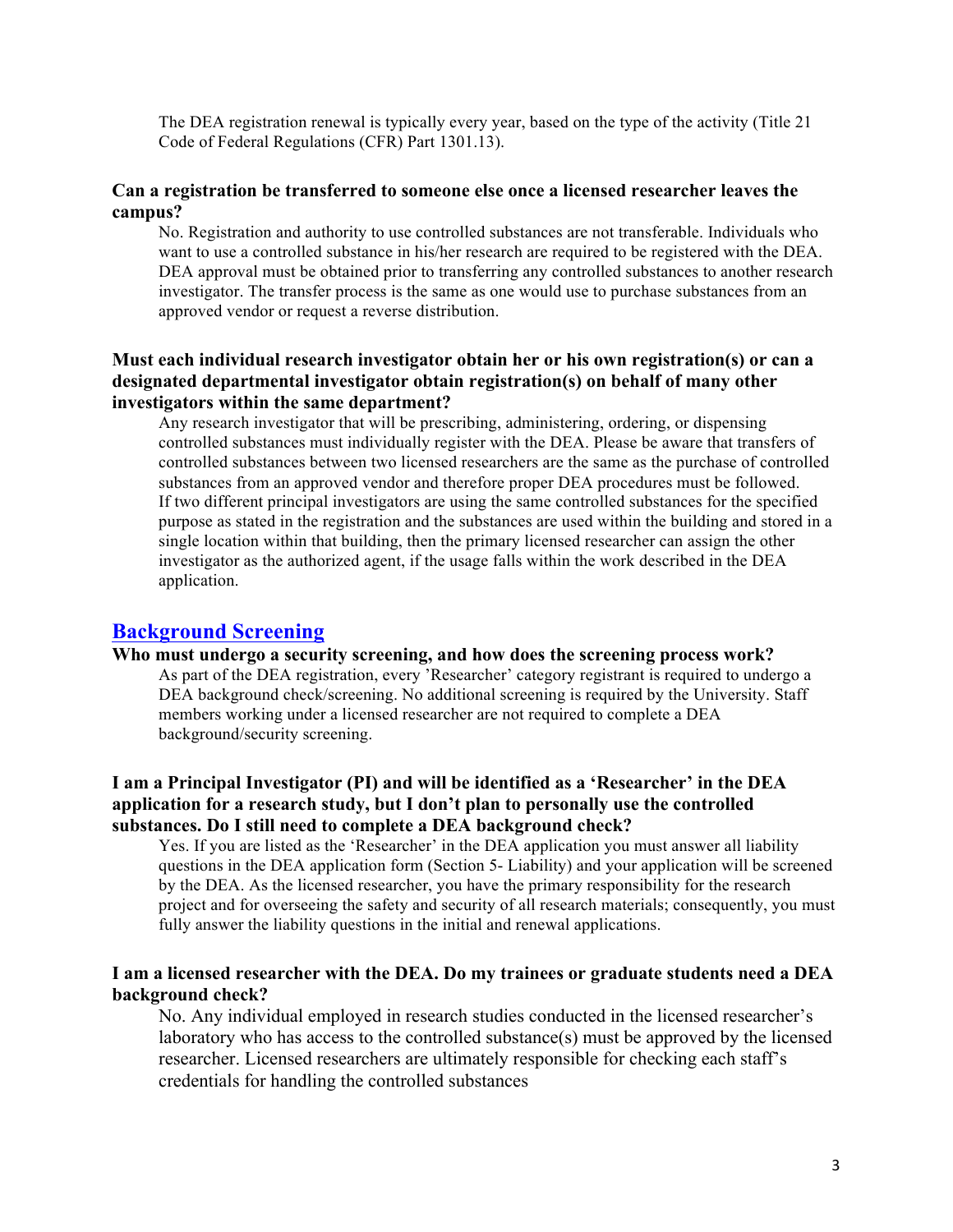The DEA registration renewal is typically every year, based on the type of the activity (Title 21 Code of Federal Regulations (CFR) Part 1301.13).

**Can a registration be transferred to someone else once a licensed researcher leaves the campus?**

No. Registration and authority to use controlled substances are not transferable. Individuals who want to use a controlled substance in his/her research are required to be registered with the DEA. DEA approval must be obtained prior to transferring any controlled substances to another research investigator. The transfer process is the same as one would use to purchase substances from an approved vendor or request a reverse distribution.

**Must each individual research investigator obtain her or his own registration(s) or can a designated departmental investigator obtain registration(s) on behalf of many other investigators within the same department?**

Any research investigator that will be prescribing, administering, ordering, or dispensing controlled substances must individually register with the DEA. Please be aware that transfers of controlled substances between two licensed researchers are the same as the purchase of controlled substances from an approved vendor and therefore proper DEA procedures must be followed. If two different principal investigators are using the same controlled substances for the specified purpose as stated in the registration and the substances are used within the building and stored in a single location within that building, then the primary licensed researcher can assign the other investigator as the authorized agent, if the usage falls within the work described in the DEA application.

## Background Screening

**Who must undergo a security screening, and how does the screening process work?**

As part of the DEA registration, every 'Researcher' category registrant is required to undergo a DEA background check/screening. No additional screening is required by the University. Staff members working under a licensed researcher are not required to complete a DEA background/security screening.

**I am a Principal Investigator (PI) and will be identified as a 'Researcher' in the DEA application for a research study, but I don't plan to personally use the controlled substances. Do I still need to complete a DEA background check?**

Yes. If you are listed as the 'Researcher' in the DEA application you must answer all liability questions in the DEA application form (Section 5- Liability) and your application will be screened by the DEA. As the licensed researcher, you have the primary responsibility for the research project and for overseeing the safety and security of all research materials; consequently, you must fully answer the liability questions in the initial and renewal applications.

**I am a licensed researcher with the DEA. Do my trainees or graduate students need a DEA background check?**

No. Any individual employed in research studies conducted in the licensed researcher's laboratory who has access to the controlled substance(s) must be approved by the licensed researcher. Licensed researchers are ultimately responsible for checking each staff's credentials for handling the controlled substances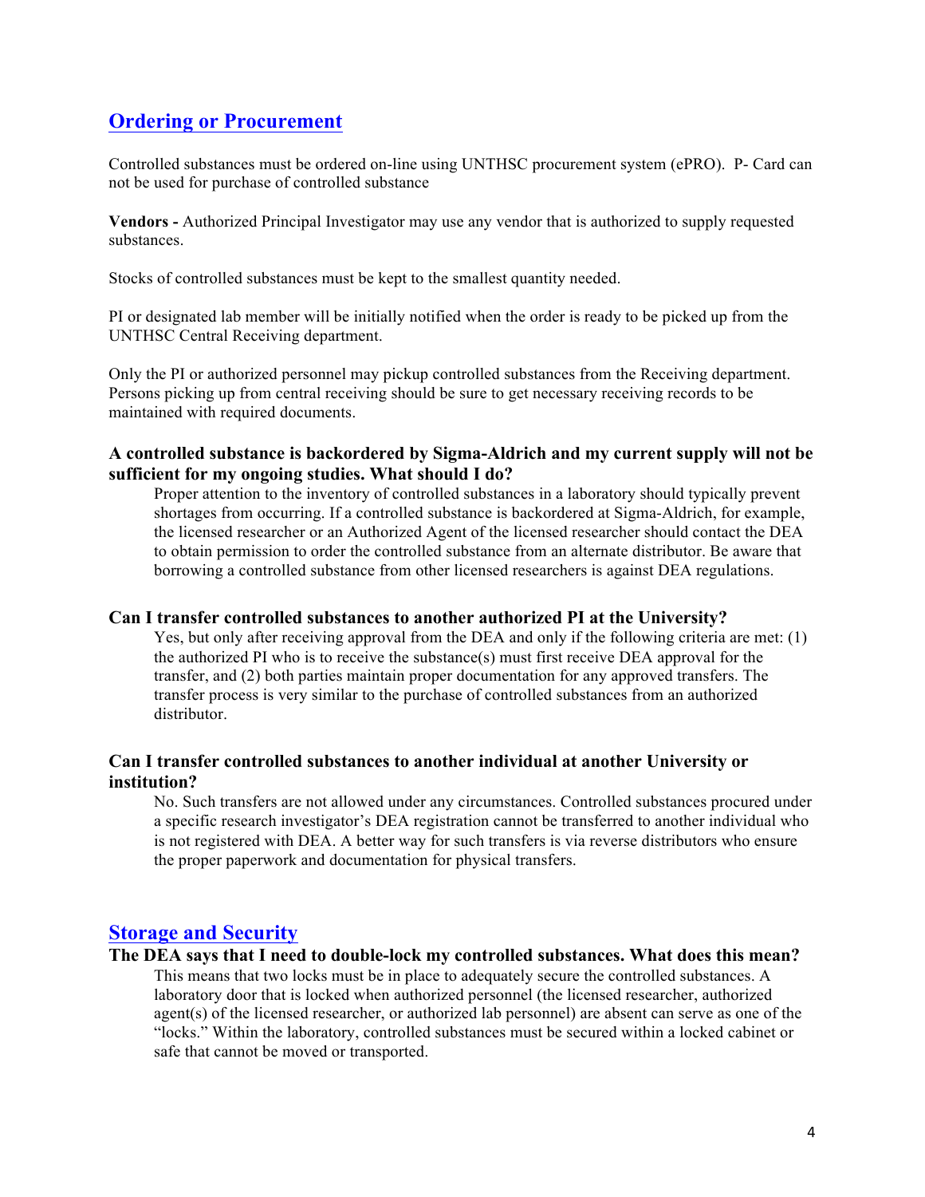## Ordering or Procurement

Controlled substances must be ordered on-line using UNTHSC procurement system (ePRO). P- Card can not be used for purchase of controlled substance

**Vendors -** Authorized Principal Investigator may use any vendor that is authorized to supply requested substances.

Stocks of controlled substances must be kept to the smallest quantity needed.

PI or designated lab member will be initially notified when the order is ready to be picked up from the UNTHSC Central Receiving department.

Only the PI or authorized personnel may pickup controlled substances from the Receiving department. Persons picking up from central receiving should be sure to get necessary receiving records to be maintained with required documents.

### A controlled substance is backordered by Sigma-Aldrich and my current supply will not be sufficient for my ongoing studies. What should I do?

Proper attention to the inventory of controlled substances in a laboratory should typically prevent shortages from occurring. If a controlled substance is backordered at Sigma-Aldrich, for example, the licensed researcher or an Authorized Agent of the licensed researcher should contact the DEA to obtain permission to order the controlled substance from an alternate distributor. Be aware that borrowing a controlled substance from other licensed researchers is against DEA regulations.

### Can I transfer controlled substances to another authorized PI at the University?

Yes, but only after receiving approval from the DEA and only if the following criteria are met: (1) the authorized PI who is to receive the substance(s) must first receive DEA approval for the transfer, and (2) both parties maintain proper documentation for any approved transfers. The transfer process is very similar to the purchase of controlled substances from an authorized distributor.

### Can I transfer controlled substances to another individual at another University or institution?

No. Such transfers are not allowed under any circumstances. Controlled substances procured under a specific research investigator's DEA registration cannot be transferred to another individual who is not registered with DEA. A better way for such transfers is via reverse distributors who ensure the proper paperwork and documentation for physical transfers.

## Storage and Security

### The DEA says that I need to double-lock my controlled substances. What does this mean?

This means that two locks must be in place to adequately secure the controlled substances. A laboratory door that is locked when authorized personnel (the licensed researcher, authorized agent(s) of the licensed researcher, or authorized lab personnel) are absent can serve as one of the "locks." Within the laboratory, controlled substances must be secured within a locked cabinet or safe that cannot be moved or transported.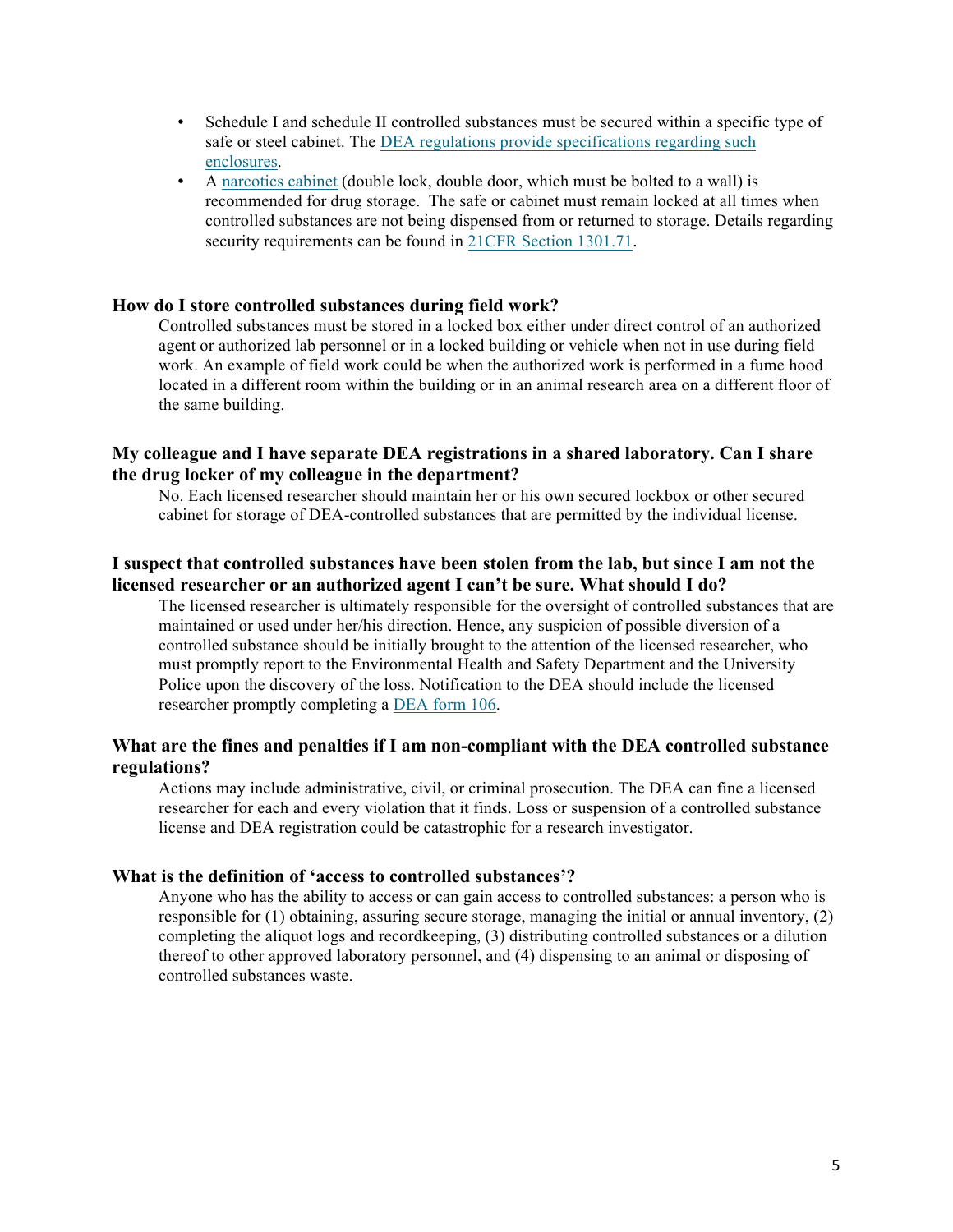- Schedule I and schedule II controlled substances must be secured within a specific type of safe or steel cabinet. The DEA regulations provide specifications regarding such enclosures.
- A narcotics cabinet (double lock, double door, which must be bolted to a wall) is recommended for drug storage. The safe or cabinet must remain locked at all times when controlled substances are not being dispensed from or returned to storage. Details regarding security requirements can be found in 21CFR Section 1301.71.

### How do I store controlled substances during field work?

Controlled substances must be stored in a locked box either under direct control of an authorized agent or authorized lab personnel or in a locked building or vehicle when not in use during field work. An example of field work could be when the authorized work is performed in a fume hood located in a different room within the building or in an animal research area on a different floor of the same building.

### My colleague and I have separate DEA registrations in a shared laboratory. Can I share the drug locker of my colleague in the department?

No. Each licensed researcher should maintain her or his own secured lockbox or other secured cabinet for storage of DEA-controlled substances that are permitted by the individual license.

### I suspect that controlled substances have been stolen from the lab, but since I am not the licensed researcher or an authorized agent I can't be sure. What should I do?

The licensed researcher is ultimately responsible for the oversight of controlled substances that are maintained or used under her/his direction. Hence, any suspicion of possible diversion of a controlled substance should be initially brought to the attention of the licensed researcher, who must promptly report to the Environmental Health and Safety Department and the University Police upon the discovery of the loss. Notification to the DEA should include the licensed researcher promptly completing a DEA form 106.

### What are the fines and penalties if I am non-compliant with the DEA controlled substance regulations?

Actions may include administrative, civil, or criminal prosecution. The DEA can fine a licensed researcher for each and every violation that it finds. Loss or suspension of a controlled substance license and DEA registration could be catastrophic for a research investigator.

### What is the definition of 'access to controlled substances'?

Anyone who has the ability to access or can gain access to controlled substances: a person who is responsible for (1) obtaining, assuring secure storage, managing the initial or annual inventory, (2) completing the aliquot logs and recordkeeping, (3) distributing controlled substances or a dilution thereof to other approved laboratory personnel, and (4) dispensing to an animal or disposing of controlled substances waste.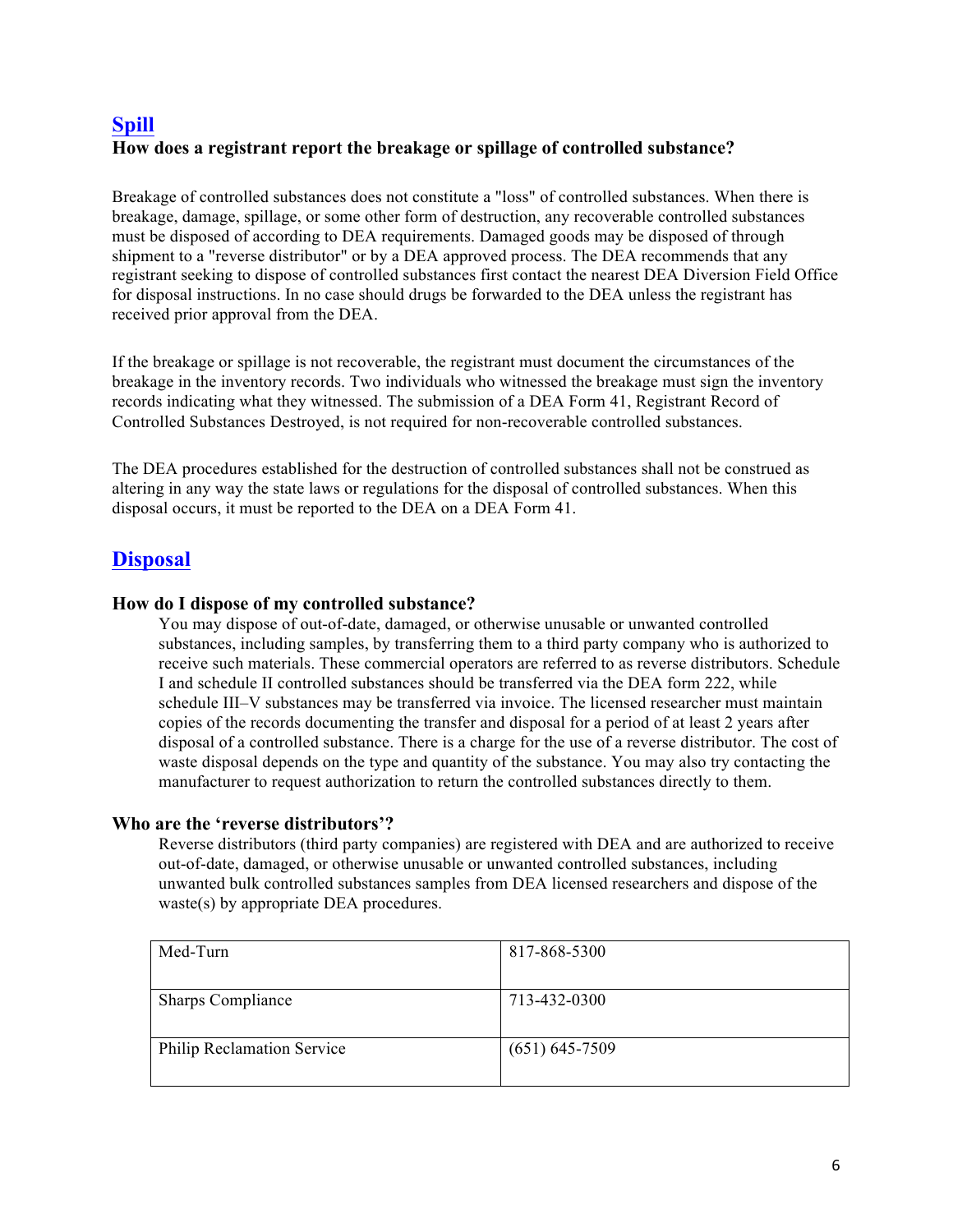## Spill

### How does a registrant report the breakage or spillage of controlled substance?

Breakage of controlled substances does not constitute a "loss" of controlled substances. When there is breakage, damage, spillage, or some other form of destruction, any recoverable controlled substances must be disposed of according to DEA requirements. Damaged goods may be disposed of through shipment to a "reverse distributor" or by a DEA approved process. The DEA recommends that any registrant seeking to dispose of controlled substances first contact the nearest DEA Diversion Field Office for disposal instructions. In no case should drugs be forwarded to the DEA unless the registrant has received prior approval from the DEA.

If the breakage or spillage is not recoverable, the registrant must document the circumstances of the breakage in the inventory records. Two individuals who witnessed the breakage must sign the inventory records indicating what they witnessed. The submission of a DEA Form 41, Registrant Record of Controlled Substances Destroyed, is not required for non-recoverable controlled substances.

The DEA procedures established for the destruction of controlled substances shall not be construed as altering in any way the state laws or regulations for the disposal of controlled substances. When this disposal occurs, it must be reported to the DEA on a DEA Form 41.

## Disposal

### How do I dispose of my controlled substance?

You may dispose of out-of-date, damaged, or otherwise unusable or unwanted controlled substances, including samples, by transferring them to a third party company who is authorized to receive such materials. These commercial operators are referred to as reverse distributors. Schedule I and schedule II controlled substances should be transferred via the DEA form 222, while schedule III–V substances may be transferred via invoice. The licensed researcher must maintain copies of the records documenting the transfer and disposal for a period of at least 2 years after disposal of a controlled substance. There is a charge for the use of a reverse distributor. The cost of waste disposal depends on the type and quantity of the substance. You may also try contacting the manufacturer to request authorization to return the controlled substances directly to them.

### Who are the 'reverse distributors'?

Reverse distributors (third party companies) are registered with DEA and are authorized to receive out-of-date, damaged, or otherwise unusable or unwanted controlled substances, including unwanted bulk controlled substances samples from DEA licensed researchers and dispose of the waste(s) by appropriate DEA procedures.

| | |
|---|---|
| Med-Turn | 817-868-5300 |
| Sharps Compliance | 713-432-0300 |
| Philip Reclamation Service | (651) 645-7509 |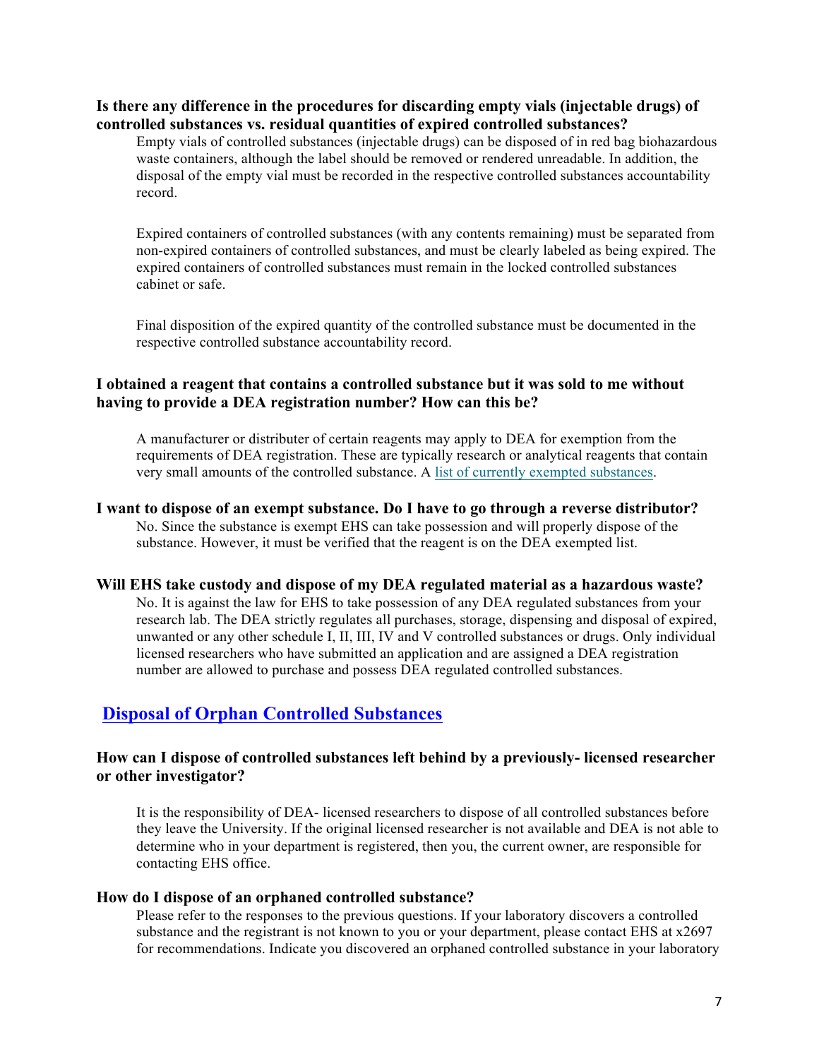### Is there any difference in the procedures for discarding empty vials (injectable drugs) of controlled substances vs. residual quantities of expired controlled substances?

Empty vials of controlled substances (injectable drugs) can be disposed of in red bag biohazardous waste containers, although the label should be removed or rendered unreadable. In addition, the disposal of the empty vial must be recorded in the respective controlled substances accountability record.

Expired containers of controlled substances (with any contents remaining) must be separated from non-expired containers of controlled substances, and must be clearly labeled as being expired. The expired containers of controlled substances must remain in the locked controlled substances cabinet or safe.

Final disposition of the expired quantity of the controlled substance must be documented in the respective controlled substance accountability record.

### I obtained a reagent that contains a controlled substance but it was sold to me without having to provide a DEA registration number? How can this be?

A manufacturer or distributer of certain reagents may apply to DEA for exemption from the requirements of DEA registration. These are typically research or analytical reagents that contain very small amounts of the controlled substance. A list of currently exempted substances.

### I want to dispose of an exempt substance. Do I have to go through a reverse distributor?

No. Since the substance is exempt EHS can take possession and will properly dispose of the substance. However, it must be verified that the reagent is on the DEA exempted list.

### Will EHS take custody and dispose of my DEA regulated material as a hazardous waste?

No. It is against the law for EHS to take possession of any DEA regulated substances from your research lab. The DEA strictly regulates all purchases, storage, dispensing and disposal of expired, unwanted or any other schedule I, II, III, IV and V controlled substances or drugs. Only individual licensed researchers who have submitted an application and are assigned a DEA registration number are allowed to purchase and possess DEA regulated controlled substances.

## Disposal of Orphan Controlled Substances

### How can I dispose of controlled substances left behind by a previously- licensed researcher or other investigator?

It is the responsibility of DEA- licensed researchers to dispose of all controlled substances before they leave the University. If the original licensed researcher is not available and DEA is not able to determine who in your department is registered, then you, the current owner, are responsible for contacting EHS office.

### How do I dispose of an orphaned controlled substance?

Please refer to the responses to the previous questions. If your laboratory discovers a controlled substance and the registrant is not known to you or your department, please contact EHS at x2697 for recommendations. Indicate you discovered an orphaned controlled substance in your laboratory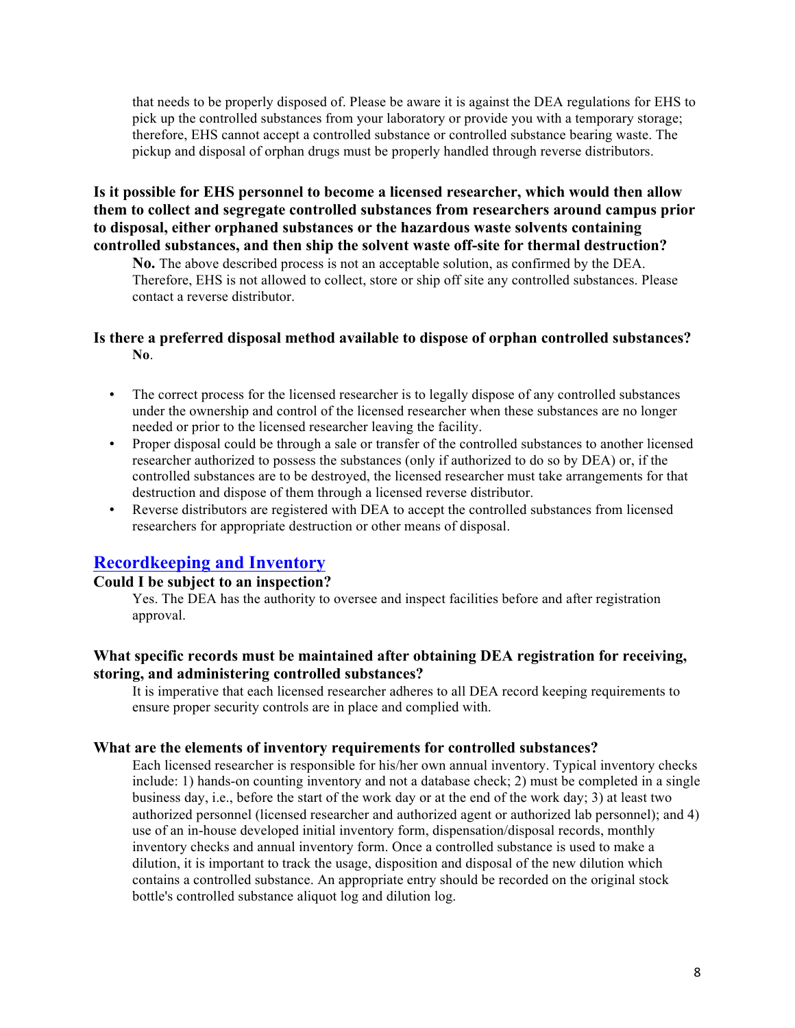that needs to be properly disposed of. Please be aware it is against the DEA regulations for EHS to pick up the controlled substances from your laboratory or provide you with a temporary storage; therefore, EHS cannot accept a controlled substance or controlled substance bearing waste. The pickup and disposal of orphan drugs must be properly handled through reverse distributors.

**Is it possible for EHS personnel to become a licensed researcher, which would then allow them to collect and segregate controlled substances from researchers around campus prior to disposal, either orphaned substances or the hazardous waste solvents containing controlled substances, and then ship the solvent waste off-site for thermal destruction?**

**No.** The above described process is not an acceptable solution, as confirmed by the DEA. Therefore, EHS is not allowed to collect, store or ship off site any controlled substances. Please contact a reverse distributor.

**Is there a preferred disposal method available to dispose of orphan controlled substances?**

**No**.

- The correct process for the licensed researcher is to legally dispose of any controlled substances under the ownership and control of the licensed researcher when these substances are no longer needed or prior to the licensed researcher leaving the facility.
- Proper disposal could be through a sale or transfer of the controlled substances to another licensed researcher authorized to possess the substances (only if authorized to do so by DEA) or, if the controlled substances are to be destroyed, the licensed researcher must take arrangements for that destruction and dispose of them through a licensed reverse distributor.
- Reverse distributors are registered with DEA to accept the controlled substances from licensed researchers for appropriate destruction or other means of disposal.

## Recordkeeping and Inventory

**Could I be subject to an inspection?**

Yes. The DEA has the authority to oversee and inspect facilities before and after registration approval.

**What specific records must be maintained after obtaining DEA registration for receiving, storing, and administering controlled substances?**

It is imperative that each licensed researcher adheres to all DEA record keeping requirements to ensure proper security controls are in place and complied with.

**What are the elements of inventory requirements for controlled substances?**

Each licensed researcher is responsible for his/her own annual inventory. Typical inventory checks include: 1) hands-on counting inventory and not a database check; 2) must be completed in a single business day, i.e., before the start of the work day or at the end of the work day; 3) at least two authorized personnel (licensed researcher and authorized agent or authorized lab personnel); and 4) use of an in-house developed initial inventory form, dispensation/disposal records, monthly inventory checks and annual inventory form. Once a controlled substance is used to make a dilution, it is important to track the usage, disposition and disposal of the new dilution which contains a controlled substance. An appropriate entry should be recorded on the original stock bottle's controlled substance aliquot log and dilution log.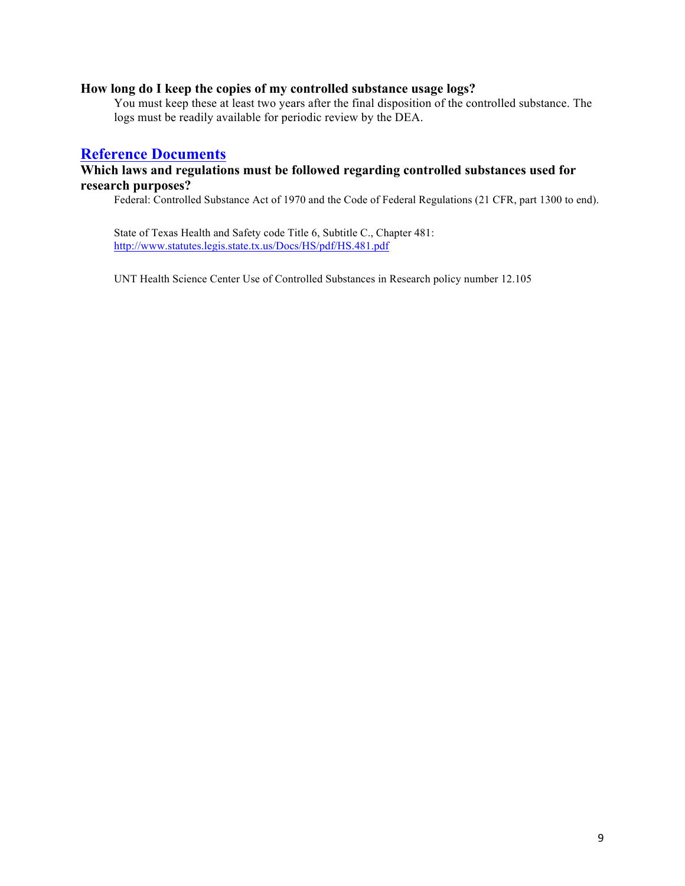**How long do I keep the copies of my controlled substance usage logs?**

You must keep these at least two years after the final disposition of the controlled substance. The logs must be readily available for periodic review by the DEA.

## Reference Documents

**Which laws and regulations must be followed regarding controlled substances used for research purposes?**

Federal: Controlled Substance Act of 1970 and the Code of Federal Regulations (21 CFR, part 1300 to end).

State of Texas Health and Safety code Title 6, Subtitle C., Chapter 481:
http://www.statutes.legis.state.tx.us/Docs/HS/pdf/HS.481.pdf

UNT Health Science Center Use of Controlled Substances in Research policy number 12.105